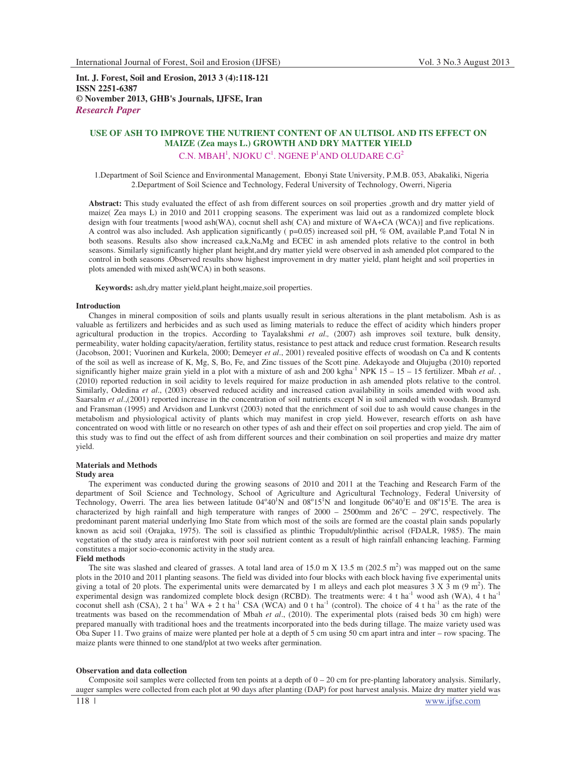**Int. J. Forest, Soil and Erosion, 2013 3 (4):118-121**
**ISSN 2251-6387**
**© November 2013, GHB's Journals, IJFSE, Iran**
***Research Paper***

# USE OF ASH TO IMPROVE THE NUTRIENT CONTENT OF AN ULTISOL AND ITS EFFECT ON MAIZE (Zea mays L.) GROWTH AND DRY MATTER YIELD

C.N. MBAH[1], NJOKU C[1]. NGENE P[1]AND OLUDARE C.G[2]

1.Department of Soil Science and Environmental Management, Ebonyi State University, P.M.B. 053, Abakaliki, Nigeria
2.Department of Soil Science and Technology, Federal University of Technology, Owerri, Nigeria

**Abstract:** This study evaluated the effect of ash from different sources on soil properties ,growth and dry matter yield of maize( Zea mays L) in 2010 and 2011 cropping seasons. The experiment was laid out as a randomized complete block design with four treatments [wood ash(WA), cocnut shell ash( CA) and mixture of WA+CA (WCA)] and five replications. A control was also included. Ash application significantly ( p=0.05) increased soil pH, % OM, available P,and Total N in both seasons. Results also show increased ca,k,Na,Mg and ECEC in ash amended plots relative to the control in both seasons. Similarly significantly higher plant height,and dry matter yield were observed in ash amended plot compared to the control in both seasons .Observed results show highest improvement in dry matter yield, plant height and soil properties in plots amended with mixed ash(WCA) in both seasons.

**Keywords:** ash,dry matter yield,plant height,maize,soil properties.

## Introduction

Changes in mineral composition of soils and plants usually result in serious alterations in the plant metabolism. Ash is as valuable as fertilizers and herbicides and as such used as liming materials to reduce the effect of acidity which hinders proper agricultural production in the tropics. According to Tayalakshmi *et al.,* (2007) ash improves soil texture, bulk density, permeability, water holding capacity/aeration, fertility status, resistance to pest attack and reduce crust formation. Research results (Jacobson, 2001; Vuorinen and Kurkela, 2000; Demeyer *et al*., 2001) revealed positive effects of woodash on Ca and K contents of the soil as well as increase of K, Mg, S, Bo, Fe, and Zinc tissues of the Scott pine. Adekayode and Olujugba (2010) reported significantly higher maize grain yield in a plot with a mixture of ash and 200 kgha$^{-1}$ NPK 15 – 15 – 15 fertilizer. Mbah *et al*. , (2010) reported reduction in soil acidity to levels required for maize production in ash amended plots relative to the control. Similarly, Odedina *et al*., (2003) observed reduced acidity and increased cation availability in soils amended with wood ash. Saarsalm *et al*.,(2001) reported increase in the concentration of soil nutrients except N in soil amended with woodash. Bramyrd and Fransman (1995) and Arvidson and Lunkvrst (2003) noted that the enrichment of soil due to ash would cause changes in the metabolism and physiological activity of plants which may manifest in crop yield. However, research efforts on ash have concentrated on wood with little or no research on other types of ash and their effect on soil properties and crop yield. The aim of this study was to find out the effect of ash from different sources and their combination on soil properties and maize dry matter yield.

## Materials and Methods

### Study area

The experiment was conducted during the growing seasons of 2010 and 2011 at the Teaching and Research Farm of the department of Soil Science and Technology, School of Agriculture and Agricultural Technology, Federal University of Technology, Owerri. The area lies between latitude 04°40'N and 08°15'N and longitude 06°40'E and 08°15'E. The area is characterized by high rainfall and high temperature with ranges of 2000 – 2500mm and 26°C – 29°C, respectively. The predominant parent material underlying Imo State from which most of the soils are formed are the coastal plain sands popularly known as acid soil (Orajaka, 1975). The soil is classified as plinthic Tropudult/plinthic acrisol (FDALR, 1985). The main vegetation of the study area is rainforest with poor soil nutrient content as a result of high rainfall enhancing leaching. Farming constitutes a major socio-economic activity in the study area.

### Field methods

The site was slashed and cleared of grasses. A total land area of 15.0 m X 13.5 m (202.5 m$^2$) was mapped out on the same plots in the 2010 and 2011 planting seasons. The field was divided into four blocks with each block having five experimental units giving a total of 20 plots. The experimental units were demarcated by 1 m alleys and each plot measures 3 X 3 m (9 m$^2$). The experimental design was randomized complete block design (RCBD). The treatments were: 4 t ha$^{-1}$ wood ash (WA), 4 t ha$^{-1}$ coconut shell ash (CSA), 2 t ha$^{-1}$ WA + 2 t ha$^{-1}$ CSA (WCA) and 0 t ha$^{-1}$ (control). The choice of 4 t ha$^{-1}$ as the rate of the treatments was based on the recommendation of Mbah *et al*., (2010). The experimental plots (raised beds 30 cm high) were prepared manually with traditional hoes and the treatments incorporated into the beds during tillage. The maize variety used was Oba Super 11. Two grains of maize were planted per hole at a depth of 5 cm using 50 cm apart intra and inter – row spacing. The maize plants were thinned to one stand/plot at two weeks after germination.

### Observation and data collection

Composite soil samples were collected from ten points at a depth of 0 – 20 cm for pre-planting laboratory analysis. Similarly, auger samples were collected from each plot at 90 days after planting (DAP) for post harvest analysis. Maize dry matter yield was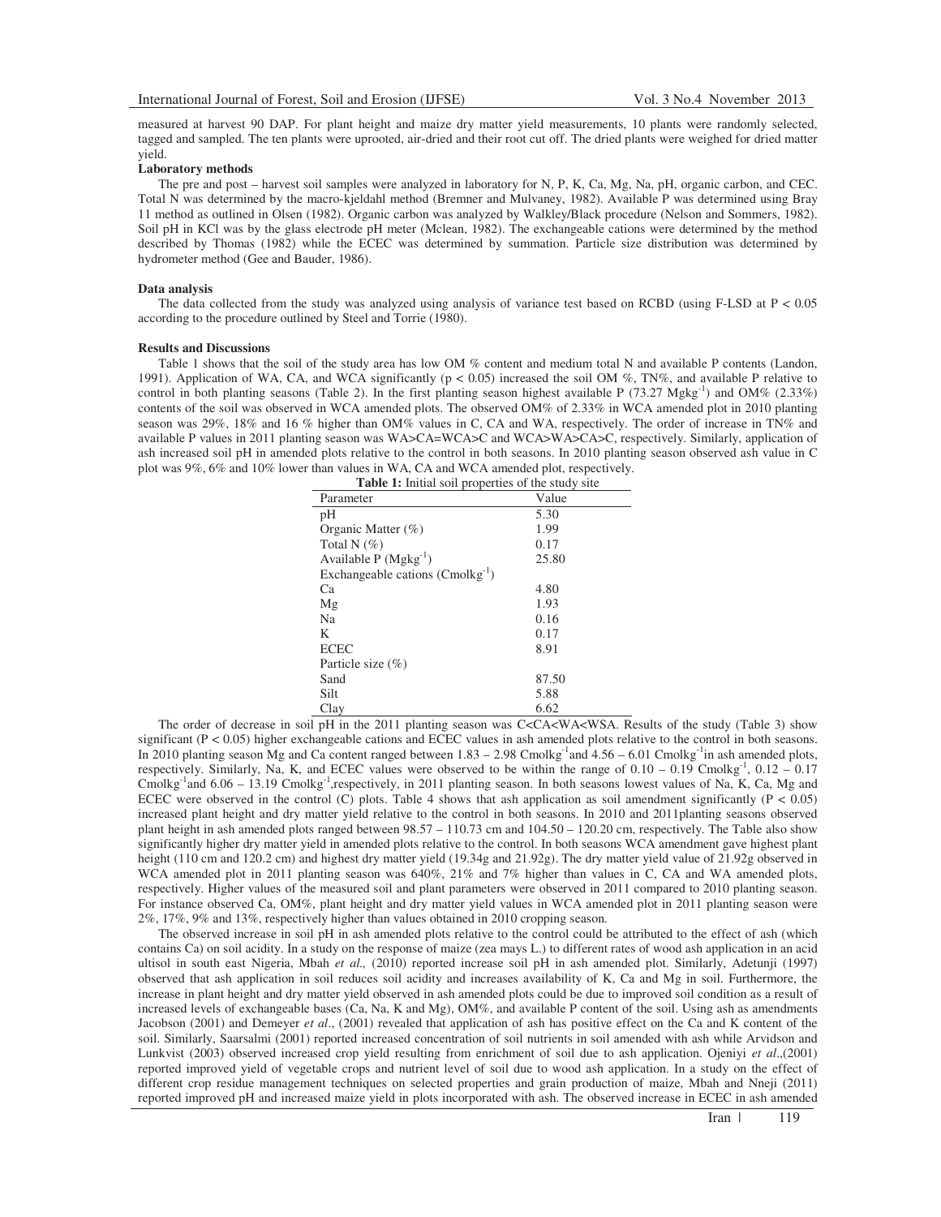measured at harvest 90 DAP. For plant height and maize dry matter yield measurements, 10 plants were randomly selected, tagged and sampled. The ten plants were uprooted, air-dried and their root cut off. The dried plants were weighed for dried matter yield.

**Laboratory methods**

The pre and post – harvest soil samples were analyzed in laboratory for N, P, K, Ca, Mg, Na, pH, organic carbon, and CEC. Total N was determined by the macro-kjeldahl method (Bremner and Mulvaney, 1982). Available P was determined using Bray 11 method as outlined in Olsen (1982). Organic carbon was analyzed by Walkley/Black procedure (Nelson and Sommers, 1982). Soil pH in KCl was by the glass electrode pH meter (Mclean, 1982). The exchangeable cations were determined by the method described by Thomas (1982) while the ECEC was determined by summation. Particle size distribution was determined by hydrometer method (Gee and Bauder, 1986).

**Data analysis**

The data collected from the study was analyzed using analysis of variance test based on RCBD (using F-LSD at $P < 0.05$ according to the procedure outlined by Steel and Torrie (1980).

**Results and Discussions**

Table 1 shows that the soil of the study area has low OM % content and medium total N and available P contents (Landon, 1991). Application of WA, CA, and WCA significantly ($p < 0.05$) increased the soil OM %, TN%, and available P relative to control in both planting seasons (Table 2). In the first planting season highest available P (73.27 $Mgkg^{-1}$) and OM% (2.33%) contents of the soil was observed in WCA amended plots. The observed OM% of 2.33% in WCA amended plot in 2010 planting season was 29%, 18% and 16 % higher than OM% values in C, CA and WA, respectively. The order of increase in TN% and available P values in 2011 planting season was WA>CA=WCA>C and WCA>WA>CA>C, respectively. Similarly, application of ash increased soil pH in amended plots relative to the control in both seasons. In 2010 planting season observed ash value in C plot was 9%, 6% and 10% lower than values in WA, CA and WCA amended plot, respectively.

**Table 1:** Initial soil properties of the study site

| Parameter | Value |
|---|---|
| pH | 5.30 |
| Organic Matter (%) | 1.99 |
| Total N (%) | 0.17 |
| Available P ($Mgkg^{-1}$) | 25.80 |
| Exchangeable cations ($Cmolkg^{-1}$) | |
| Ca | 4.80 |
| Mg | 1.93 |
| Na | 0.16 |
| K | 0.17 |
| ECEC | 8.91 |
| Particle size (%) | |
| Sand | 87.50 |
| Silt | 5.88 |
| Clay | 6.62 |

The order of decrease in soil pH in the 2011 planting season was C<CA<WA<WSA. Results of the study (Table 3) show significant ($P < 0.05$) higher exchangeable cations and ECEC values in ash amended plots relative to the control in both seasons. In 2010 planting season Mg and Ca content ranged between 1.83 – 2.98 $Cmolkg^{-1}$and 4.56 – 6.01 $Cmolkg^{-1}$in ash amended plots, respectively. Similarly, Na, K, and ECEC values were observed to be within the range of 0.10 – 0.19 $Cmolkg^{-1}$, 0.12 – 0.17 $Cmolkg^{-1}$and 6.06 – 13.19 $Cmolkg^{-1}$,respectively, in 2011 planting season. In both seasons lowest values of Na, K, Ca, Mg and ECEC were observed in the control (C) plots. Table 4 shows that ash application as soil amendment significantly ($P < 0.05$) increased plant height and dry matter yield relative to the control in both seasons. In 2010 and 2011planting seasons observed plant height in ash amended plots ranged between 98.57 – 110.73 cm and 104.50 – 120.20 cm, respectively. The Table also show significantly higher dry matter yield in amended plots relative to the control. In both seasons WCA amendment gave highest plant height (110 cm and 120.2 cm) and highest dry matter yield (19.34g and 21.92g). The dry matter yield value of 21.92g observed in WCA amended plot in 2011 planting season was 640%, 21% and 7% higher than values in C, CA and WA amended plots, respectively. Higher values of the measured soil and plant parameters were observed in 2011 compared to 2010 planting season. For instance observed Ca, OM%, plant height and dry matter yield values in WCA amended plot in 2011 planting season were 2%, 17%, 9% and 13%, respectively higher than values obtained in 2010 cropping season.

The observed increase in soil pH in ash amended plots relative to the control could be attributed to the effect of ash (which contains Ca) on soil acidity. In a study on the response of maize (zea mays L.) to different rates of wood ash application in an acid ultisol in south east Nigeria, Mbah *et al.,* (2010) reported increase soil pH in ash amended plot. Similarly, Adetunji (1997) observed that ash application in soil reduces soil acidity and increases availability of K, Ca and Mg in soil. Furthermore, the increase in plant height and dry matter yield observed in ash amended plots could be due to improved soil condition as a result of increased levels of exchangeable bases (Ca, Na, K and Mg), OM%, and available P content of the soil. Using ash as amendments Jacobson (2001) and Demeyer *et al*., (2001) revealed that application of ash has positive effect on the Ca and K content of the soil. Similarly, Saarsalmi (2001) reported increased concentration of soil nutrients in soil amended with ash while Arvidson and Lunkvist (2003) observed increased crop yield resulting from enrichment of soil due to ash application. Ojeniyi *et al*.,(2001) reported improved yield of vegetable crops and nutrient level of soil due to wood ash application. In a study on the effect of different crop residue management techniques on selected properties and grain production of maize, Mbah and Nneji (2011) reported improved pH and increased maize yield in plots incorporated with ash. The observed increase in ECEC in ash amended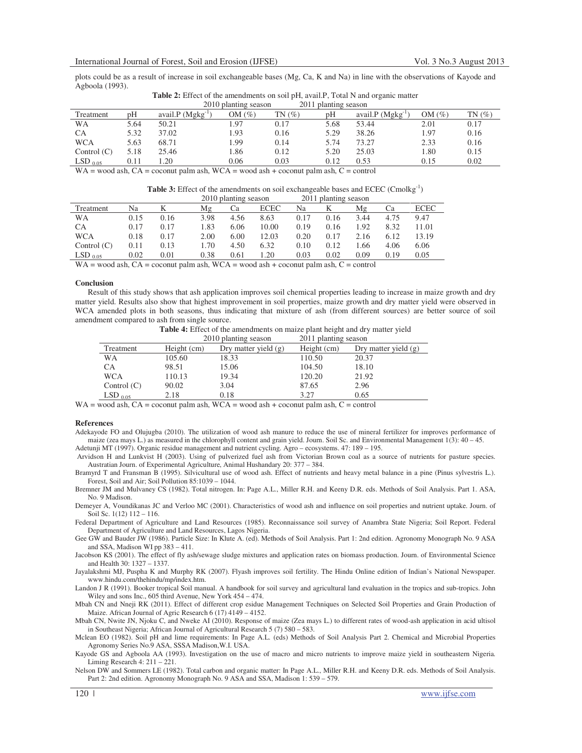plots could be as a result of increase in soil exchangeable bases (Mg, Ca, K and Na) in line with the observations of Kayode and Agboola (1993).

**Table 2:** Effect of the amendments on soil pH, avail.P, Total N and organic matter

| | 2010 planting season | | | | 2011 planting season | | | |
|---|---|---|---|---|---|---|---|---|
| Treatment | pH | avail.P ($Mgkg^{-1}$) | OM (%) | TN (%) | pH | avail.P ($Mgkg^{-1}$) | OM (%) | TN (%) |
| WA | 5.64 | 50.21 | 1.97 | 0.17 | 5.68 | 53.44 | 2.01 | 0.17 |
| CA | 5.32 | 37.02 | 1.93 | 0.16 | 5.29 | 38.26 | 1.97 | 0.16 |
| WCA | 5.63 | 68.71 | 1.99 | 0.14 | 5.74 | 73.27 | 2.33 | 0.16 |
| Control (C) | 5.18 | 25.46 | 1.86 | 0.12 | 5.20 | 25.03 | 1.80 | 0.15 |
| $LSD_{0.05}$ | 0.11 | 1.20 | 0.06 | 0.03 | 0.12 | 0.53 | 0.15 | 0.02 |

WA = wood ash, CA = coconut palm ash, WCA = wood ash + coconut palm ash, C = control

**Table 3:** Effect of the amendments on soil exchangeable bases and ECEC ($Cmolkg^{-1}$)

| | 2010 planting season | | | | | 2011 planting season | | | | |
|---|---|---|---|---|---|---|---|---|---|---|
| Treatment | Na | K | Mg | Ca | ECEC | Na | K | Mg | Ca | ECEC |
| WA | 0.15 | 0.16 | 3.98 | 4.56 | 8.63 | 0.17 | 0.16 | 3.44 | 4.75 | 9.47 |
| CA | 0.17 | 0.17 | 1.83 | 6.06 | 10.00 | 0.19 | 0.16 | 1.92 | 8.32 | 11.01 |
| WCA | 0.18 | 0.17 | 2.00 | 6.00 | 12.03 | 0.20 | 0.17 | 2.16 | 6.12 | 13.19 |
| Control (C) | 0.11 | 0.13 | 1.70 | 4.50 | 6.32 | 0.10 | 0.12 | 1.66 | 4.06 | 6.06 |
| $LSD_{0.05}$ | 0.02 | 0.01 | 0.38 | 0.61 | 1.20 | 0.03 | 0.02 | 0.09 | 0.19 | 0.05 |

WA = wood ash, CA = coconut palm ash, WCA = wood ash + coconut palm ash, C = control

**Conclusion**

Result of this study shows that ash application improves soil chemical properties leading to increase in maize growth and dry matter yield. Results also show that highest improvement in soil properties, maize growth and dry matter yield were observed in WCA amended plots in both seasons, thus indicating that mixture of ash (from different sources) are better source of soil amendment compared to ash from single source.

**Table 4:** Effect of the amendments on maize plant height and dry matter yield

| | 2010 planting season | | 2011 planting season | |
|---|---|---|---|---|
| Treatment | Height (cm) | Dry matter yield (g) | Height (cm) | Dry matter yield (g) |
| WA | 105.60 | 18.33 | 110.50 | 20.37 |
| CA | 98.51 | 15.06 | 104.50 | 18.10 |
| WCA | 110.13 | 19.34 | 120.20 | 21.92 |
| Control (C) | 90.02 | 3.04 | 87.65 | 2.96 |
| $LSD_{0.05}$ | 2.18 | 0.18 | 3.27 | 0.65 |

WA = wood ash, CA = coconut palm ash, WCA = wood ash + coconut palm ash, C = control

**References**

Adekayode FO and Olujugba (2010). The utilization of wood ash manure to reduce the use of mineral fertilizer for improves performance of maize (zea mays L.) as measured in the chlorophyll content and grain yield. Journ. Soil Sc. and Environmental Management 1(3): 40 – 45.

Adetunji MT (1997). Organic residue management and nutrient cycling. Agro – ecosystems. 47: 189 – 195.

Arvidson H and Lunkvist H (2003). Using of pulverized fuel ash from Victorian Brown coal as a source of nutrients for pasture species. Australian Journ. of Experimental Agriculture, Animal Hushandary 20: 377 – 384.

Bramyrd T and Fransman B (1995). Silvicultural use of wood ash. Effect of nutrients and heavy metal balance in a pine (Pinus sylvestris L.). Forest, Soil and Air; Soil Pollution 85:1039 – 1044.

Bremner JM and Mulvaney CS (1982). Total nitrogen. In: Page A.L., Miller R.H. and Keeny D.R. eds. Methods of Soil Analysis. Part 1. ASA, No. 9 Madison.

Demeyer A, Voundikanas JC and Verloo MC (2001). Characteristics of wood ash and influence on soil properties and nutrient uptake. Journ. of Soil Sc. 1(12) 112 – 116.

Federal Department of Agriculture and Land Resources (1985). Reconnaissance soil survey of Anambra State Nigeria; Soil Report. Federal Department of Agriculture and Land Resources, Lagos Nigeria.

Gee GW and Bauder JW (1986). Particle Size: In Klute A. (ed). Methods of Soil Analysis. Part 1: 2nd edition. Agronomy Monograph No. 9 ASA and SSA, Madison WI pp 383 – 411.

Jacobson KS (2001). The effect of fly ash/sewage sludge mixtures and application rates on biomass production. Journ. of Environmental Science and Health 30: 1327 – 1337.

Jayalakshmi MJ, Puspha K and Murphy RK (2007). Flyash improves soil fertility. The Hindu Online edition of Indian's National Newspaper. www.hindu.com/thehindu/mp/index.htm.

Landon J R (1991). Booker tropical Soil manual. A handbook for soil survey and agricultural land evaluation in the tropics and sub-tropics. John Wiley and sons Inc., 605 third Avenue, New York 454 – 474.

Mbah CN and Nneji RK (2011). Effect of different crop esidue Management Techniques on Selected Soil Properties and Grain Production of Maize. African Journal of Agric Research 6 (17) 4149 – 4152.

Mbah CN, Nwite JN, Njoku C, and Nweke AI (2010). Response of maize (Zea mays L.) to different rates of wood-ash application in acid ultisol in Southeast Nigeria; African Journal of Agricultural Research 5 (7) 580 – 583.

Mclean EO (1982). Soil pH and lime requirements: In Page A.L. (eds) Methods of Soil Analysis Part 2. Chemical and Microbial Properties Agronomy Series No.9 ASA, SSSA Madison,W.I. USA.

Kayode GS and Agboola AA (1993). Investigation on the use of macro and micro nutrients to improve maize yield in southeastern Nigeria. Liming Research 4: 211 – 221.

Nelson DW and Sommers LE (1982). Total carbon and organic matter: In Page A.L., Miller R.H. and Keeny D.R. eds. Methods of Soil Analysis. Part 2: 2nd edition. Agronomy Monograph No. 9 ASA and SSA, Madison 1: 539 – 579.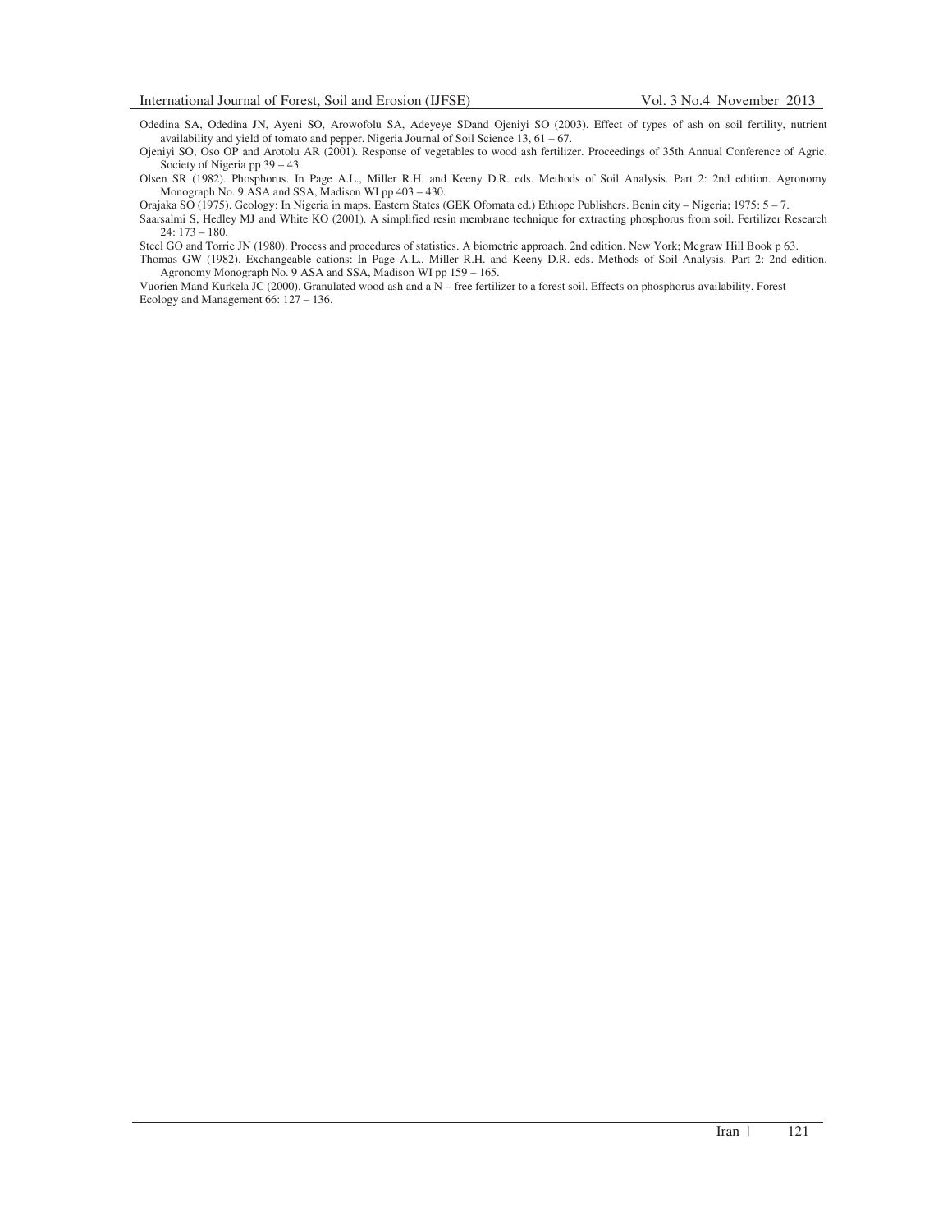Odedina SA, Odedina JN, Ayeni SO, Arowofolu SA, Adeyeye SDand Ojeniyi SO (2003). Effect of types of ash on soil fertility, nutrient availability and yield of tomato and pepper. Nigeria Journal of Soil Science 13, 61 – 67.

Ojeniyi SO, Oso OP and Arotolu AR (2001). Response of vegetables to wood ash fertilizer. Proceedings of 35th Annual Conference of Agric. Society of Nigeria pp 39 – 43.

Olsen SR (1982). Phosphorus. In Page A.L., Miller R.H. and Keeny D.R. eds. Methods of Soil Analysis. Part 2: 2nd edition. Agronomy Monograph No. 9 ASA and SSA, Madison WI pp 403 – 430.

Orajaka SO (1975). Geology: In Nigeria in maps. Eastern States (GEK Ofomata ed.) Ethiope Publishers. Benin city – Nigeria; 1975: 5 – 7.

Saarsalmi S, Hedley MJ and White KO (2001). A simplified resin membrane technique for extracting phosphorus from soil. Fertilizer Research 24: 173 – 180.

Steel GO and Torrie JN (1980). Process and procedures of statistics. A biometric approach. 2nd edition. New York; Mcgraw Hill Book p 63.

Thomas GW (1982). Exchangeable cations: In Page A.L., Miller R.H. and Keeny D.R. eds. Methods of Soil Analysis. Part 2: 2nd edition. Agronomy Monograph No. 9 ASA and SSA, Madison WI pp 159 – 165.

Vuorien Mand Kurkela JC (2000). Granulated wood ash and a N – free fertilizer to a forest soil. Effects on phosphorus availability. Forest Ecology and Management 66: 127 – 136.